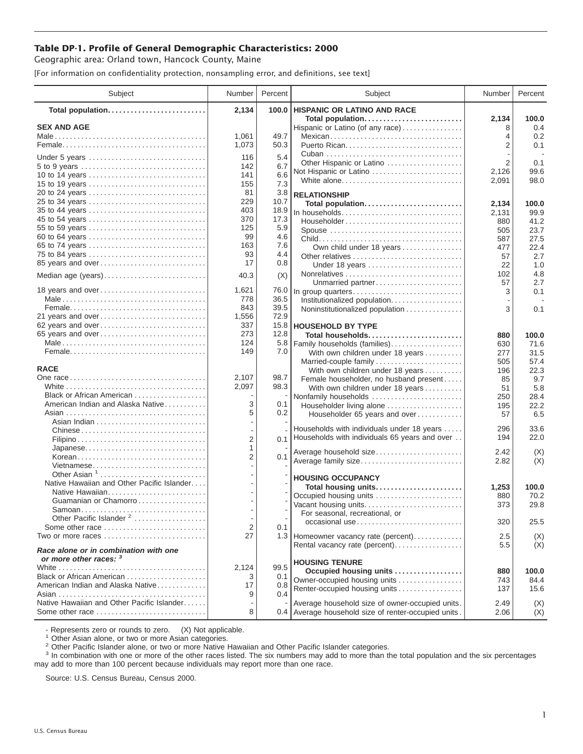# Table DP-1. Profile of General Demographic Characteristics: 2000

Geographic area: Orland town, Hancock County, Maine

[For information on confidentiality protection, nonsampling error, and definitions, see text]

| Subject | Number | Percent |
|---|---|---|
| **Total population** | **2,134** | **100.0** |
| **SEX AND AGE** | | |
| Male | 1,061 | 49.7 |
| Female | 1,073 | 50.3 |
| Under 5 years | 116 | 5.4 |
| 5 to 9 years | 142 | 6.7 |
| 10 to 14 years | 141 | 6.6 |
| 15 to 19 years | 155 | 7.3 |
| 20 to 24 years | 81 | 3.8 |
| 25 to 34 years | 229 | 10.7 |
| 35 to 44 years | 403 | 18.9 |
| 45 to 54 years | 370 | 17.3 |
| 55 to 59 years | 125 | 5.9 |
| 60 to 64 years | 99 | 4.6 |
| 65 to 74 years | 163 | 7.6 |
| 75 to 84 years | 93 | 4.4 |
| 85 years and over | 17 | 0.8 |
| Median age (years) | 40.3 | (X) |
| 18 years and over | 1,621 | 76.0 |
| Male | 778 | 36.5 |
| Female | 843 | 39.5 |
| 21 years and over | 1,556 | 72.9 |
| 62 years and over | 337 | 15.8 |
| 65 years and over | 273 | 12.8 |
| Male | 124 | 5.8 |
| Female | 149 | 7.0 |
| **RACE** | | |
| One race | 2,107 | 98.7 |
| White | 2,097 | 98.3 |
| Black or African American | - | - |
| American Indian and Alaska Native | 3 | 0.1 |
| Asian | 5 | 0.2 |
| Asian Indian | - | - |
| Chinese | - | - |
| Filipino | 2 | 0.1 |
| Japanese | 1 | - |
| Korean | 2 | 0.1 |
| Vietnamese | - | - |
| Other Asian [1] | - | - |
| Native Hawaiian and Other Pacific Islander | - | - |
| Native Hawaiian | - | - |
| Guamanian or Chamorro | - | - |
| Samoan | - | - |
| Other Pacific Islander [2] | - | - |
| Some other race | 2 | 0.1 |
| Two or more races | 27 | 1.3 |
| ***Race alone or in combination with one or more other races:*** [3] | | |
| White | 2,124 | 99.5 |
| Black or African American | 3 | 0.1 |
| American Indian and Alaska Native | 17 | 0.8 |
| Asian | 9 | 0.4 |
| Native Hawaiian and Other Pacific Islander | - | - |
| Some other race | 8 | 0.4 |

| Subject | Number | Percent |
|---|---|---|
| **HISPANIC OR LATINO AND RACE** | | |
| **Total population** | **2,134** | **100.0** |
| Hispanic or Latino (of any race) | 8 | 0.4 |
| Mexican | 4 | 0.2 |
| Puerto Rican | 2 | 0.1 |
| Cuban | - | - |
| Other Hispanic or Latino | 2 | 0.1 |
| Not Hispanic or Latino | 2,126 | 99.6 |
| White alone | 2,091 | 98.0 |
| **RELATIONSHIP** | | |
| **Total population** | **2,134** | **100.0** |
| In households | 2,131 | 99.9 |
| Householder | 880 | 41.2 |
| Spouse | 505 | 23.7 |
| Child | 587 | 27.5 |
| Own child under 18 years | 477 | 22.4 |
| Other relatives | 57 | 2.7 |
| Under 18 years | 22 | 1.0 |
| Nonrelatives | 102 | 4.8 |
| Unmarried partner | 57 | 2.7 |
| In group quarters | 3 | 0.1 |
| Institutionalized population | - | - |
| Noninstitutionalized population | 3 | 0.1 |
| **HOUSEHOLD BY TYPE** | | |
| **Total households** | **880** | **100.0** |
| Family households (families) | 630 | 71.6 |
| With own children under 18 years | 277 | 31.5 |
| Married-couple family | 505 | 57.4 |
| With own children under 18 years | 196 | 22.3 |
| Female householder, no husband present | 85 | 9.7 |
| With own children under 18 years | 51 | 5.8 |
| Nonfamily households | 250 | 28.4 |
| Householder living alone | 195 | 22.2 |
| Householder 65 years and over | 57 | 6.5 |
| Households with individuals under 18 years | 296 | 33.6 |
| Households with individuals 65 years and over | 194 | 22.0 |
| Average household size | 2.42 | (X) |
| Average family size | 2.82 | (X) |
| **HOUSING OCCUPANCY** | | |
| **Total housing units** | **1,253** | **100.0** |
| Occupied housing units | 880 | 70.2 |
| Vacant housing units | 373 | 29.8 |
| For seasonal, recreational, or occasional use | 320 | 25.5 |
| Homeowner vacancy rate (percent) | 2.5 | (X) |
| Rental vacancy rate (percent) | 5.5 | (X) |
| **HOUSING TENURE** | | |
| **Occupied housing units** | **880** | **100.0** |
| Owner-occupied housing units | 743 | 84.4 |
| Renter-occupied housing units | 137 | 15.6 |
| Average household size of owner-occupied units | 2.49 | (X) |
| Average household size of renter-occupied units | 2.06 | (X) |

- Represents zero or rounds to zero. (X) Not applicable.

[1] Other Asian alone, or two or more Asian categories.

[2] Other Pacific Islander alone, or two or more Native Hawaiian and Other Pacific Islander categories.

[3] In combination with one or more of the other races listed. The six numbers may add to more than the total population and the six percentages may add to more than 100 percent because individuals may report more than one race.

Source: U.S. Census Bureau, Census 2000.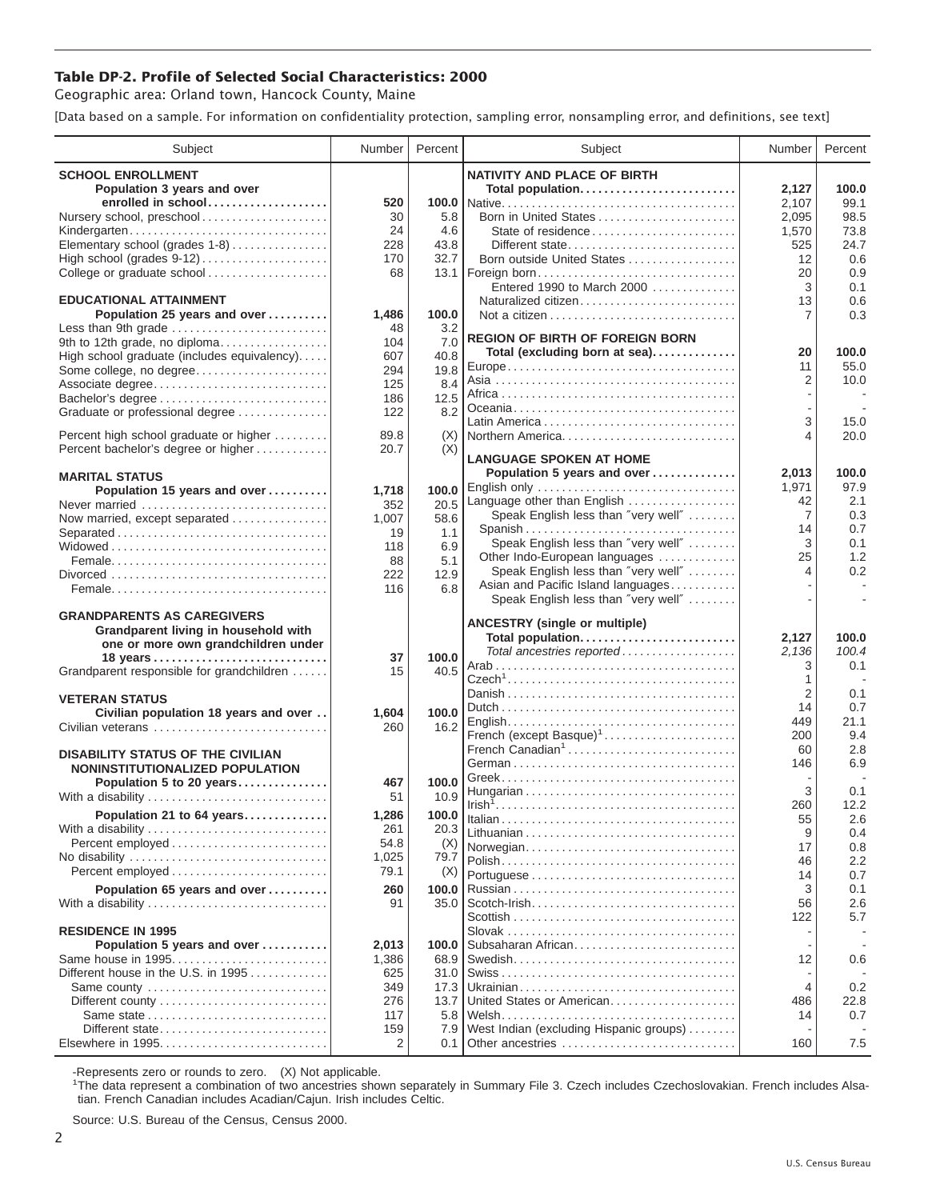## Table DP-2. Profile of Selected Social Characteristics: 2000

Geographic area: Orland town, Hancock County, Maine

[Data based on a sample. For information on confidentiality protection, sampling error, nonsampling error, and definitions, see text]

| Subject | Number | Percent |
|---|---|---|
| **SCHOOL ENROLLMENT** | | |
| **Population 3 years and over enrolled in school** | **520** | **100.0** |
| Nursery school, preschool | 30 | 5.8 |
| Kindergarten | 24 | 4.6 |
| Elementary school (grades 1-8) | 228 | 43.8 |
| High school (grades 9-12) | 170 | 32.7 |
| College or graduate school | 68 | 13.1 |
| **EDUCATIONAL ATTAINMENT** | | |
| **Population 25 years and over** | **1,486** | **100.0** |
| Less than 9th grade | 48 | 3.2 |
| 9th to 12th grade, no diploma | 104 | 7.0 |
| High school graduate (includes equivalency) | 607 | 40.8 |
| Some college, no degree | 294 | 19.8 |
| Associate degree | 125 | 8.4 |
| Bachelor's degree | 186 | 12.5 |
| Graduate or professional degree | 122 | 8.2 |
| Percent high school graduate or higher | 89.8 | (X) |
| Percent bachelor's degree or higher | 20.7 | (X) |
| **MARITAL STATUS** | | |
| **Population 15 years and over** | **1,718** | **100.0** |
| Never married | 352 | 20.5 |
| Now married, except separated | 1,007 | 58.6 |
| Separated | 19 | 1.1 |
| Widowed | 118 | 6.9 |
| Female | 88 | 5.1 |
| Divorced | 222 | 12.9 |
| Female | 116 | 6.8 |
| **GRANDPARENTS AS CAREGIVERS** | | |
| **Grandparent living in household with one or more own grandchildren under 18 years** | **37** | **100.0** |
| Grandparent responsible for grandchildren | 15 | 40.5 |
| **VETERAN STATUS** | | |
| **Civilian population 18 years and over** | **1,604** | **100.0** |
| Civilian veterans | 260 | 16.2 |
| **DISABILITY STATUS OF THE CIVILIAN NONINSTITUTIONALIZED POPULATION** | | |
| **Population 5 to 20 years** | **467** | **100.0** |
| With a disability | 51 | 10.9 |
| **Population 21 to 64 years** | **1,286** | **100.0** |
| With a disability | 261 | 20.3 |
| Percent employed | 54.8 | (X) |
| No disability | 1,025 | 79.7 |
| Percent employed | 79.1 | (X) |
| **Population 65 years and over** | **260** | **100.0** |
| With a disability | 91 | 35.0 |
| **RESIDENCE IN 1995** | | |
| **Population 5 years and over** | **2,013** | **100.0** |
| Same house in 1995 | 1,386 | 68.9 |
| Different house in the U.S. in 1995 | 625 | 31.0 |
| Same county | 349 | 17.3 |
| Different county | 276 | 13.7 |
| Same state | 117 | 5.8 |
| Different state | 159 | 7.9 |
| Elsewhere in 1995 | 2 | 0.1 |

| Subject | Number | Percent |
|---|---|---|
| **NATIVITY AND PLACE OF BIRTH** | | |
| **Total population** | **2,127** | **100.0** |
| Native | 2,107 | 99.1 |
| Born in United States | 2,095 | 98.5 |
| State of residence | 1,570 | 73.8 |
| Different state | 525 | 24.7 |
| Born outside United States | 12 | 0.6 |
| Foreign born | 20 | 0.9 |
| Entered 1990 to March 2000 | 3 | 0.1 |
| Naturalized citizen | 13 | 0.6 |
| Not a citizen | 7 | 0.3 |
| **REGION OF BIRTH OF FOREIGN BORN** | | |
| **Total (excluding born at sea)** | **20** | **100.0** |
| Europe | 11 | 55.0 |
| Asia | 2 | 10.0 |
| Africa | - | - |
| Oceania | - | - |
| Latin America | 3 | 15.0 |
| Northern America | 4 | 20.0 |
| **LANGUAGE SPOKEN AT HOME** | | |
| **Population 5 years and over** | **2,013** | **100.0** |
| English only | 1,971 | 97.9 |
| Language other than English | 42 | 2.1 |
| Speak English less than "very well" | 7 | 0.3 |
| Spanish | 14 | 0.7 |
| Speak English less than "very well" | 3 | 0.1 |
| Other Indo-European languages | 25 | 1.2 |
| Speak English less than "very well" | 4 | 0.2 |
| Asian and Pacific Island languages | - | - |
| Speak English less than "very well" | - | - |
| **ANCESTRY (single or multiple)** | | |
| **Total population** | **2,127** | **100.0** |
| *Total ancestries reported* | *2,136* | *100.4* |
| Arab | 3 | 0.1 |
| Czech[1] | 1 | - |
| Danish | 2 | 0.1 |
| Dutch | 14 | 0.7 |
| English | 449 | 21.1 |
| French (except Basque)[1] | 200 | 9.4 |
| French Canadian[1] | 60 | 2.8 |
| German | 146 | 6.9 |
| Greek | - | - |
| Hungarian | 3 | 0.1 |
| Irish[1] | 260 | 12.2 |
| Italian | 55 | 2.6 |
| Lithuanian | 9 | 0.4 |
| Norwegian | 17 | 0.8 |
| Polish | 46 | 2.2 |
| Portuguese | 14 | 0.7 |
| Russian | 3 | 0.1 |
| Scotch-Irish | 56 | 2.6 |
| Scottish | 122 | 5.7 |
| Slovak | - | - |
| Subsaharan African | - | - |
| Swedish | 12 | 0.6 |
| Swiss | - | - |
| Ukrainian | 4 | 0.2 |
| United States or American | 486 | 22.8 |
| Welsh | 14 | 0.7 |
| West Indian (excluding Hispanic groups) | - | - |
| Other ancestries | 160 | 7.5 |

-Represents zero or rounds to zero. (X) Not applicable.

[1]The data represent a combination of two ancestries shown separately in Summary File 3. Czech includes Czechoslovakian. French includes Alsatian. French Canadian includes Acadian/Cajun. Irish includes Celtic.

Source: U.S. Bureau of the Census, Census 2000.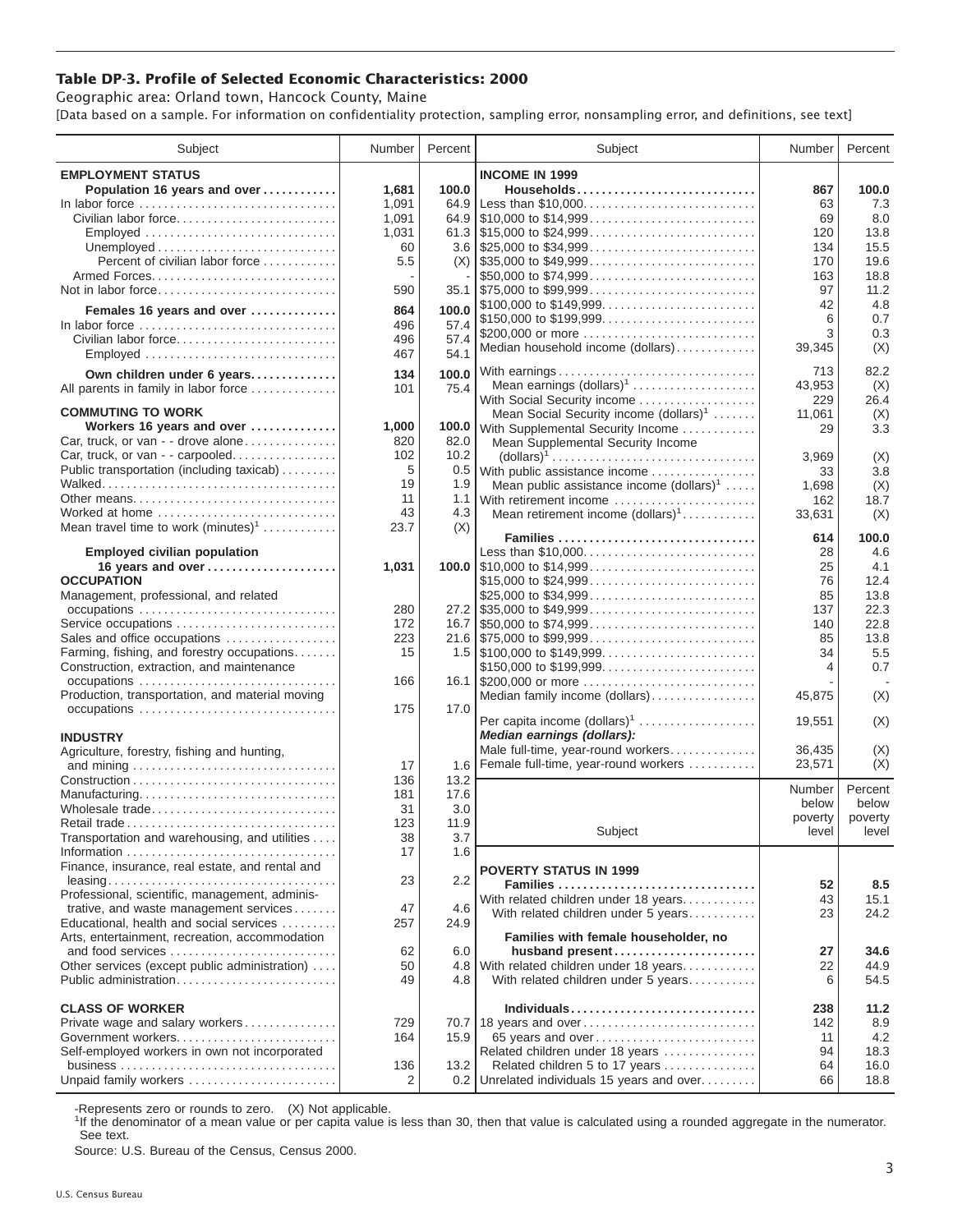# Table DP-3. Profile of Selected Economic Characteristics: 2000

Geographic area: Orland town, Hancock County, Maine

[Data based on a sample. For information on confidentiality protection, sampling error, nonsampling error, and definitions, see text]

| Subject | Number | Percent |
|---|---|---|
| **EMPLOYMENT STATUS** | | |
| **Population 16 years and over** | **1,681** | **100.0** |
| In labor force | 1,091 | 64.9 |
| Civilian labor force | 1,091 | 64.9 |
| Employed | 1,031 | 61.3 |
| Unemployed | 60 | 3.6 |
| Percent of civilian labor force | 5.5 | (X) |
| Armed Forces | - | - |
| Not in labor force | 590 | 35.1 |
| **Females 16 years and over** | **864** | **100.0** |
| In labor force | 496 | 57.4 |
| Civilian labor force | 496 | 57.4 |
| Employed | 467 | 54.1 |
| **Own children under 6 years** | **134** | **100.0** |
| All parents in family in labor force | 101 | 75.4 |
| **COMMUTING TO WORK** | | |
| **Workers 16 years and over** | **1,000** | **100.0** |
| Car, truck, or van - - drove alone | 820 | 82.0 |
| Car, truck, or van - - carpooled | 102 | 10.2 |
| Public transportation (including taxicab) | 5 | 0.5 |
| Walked | 19 | 1.9 |
| Other means | 11 | 1.1 |
| Worked at home | 43 | 4.3 |
| Mean travel time to work (minutes)[1] | 23.7 | (X) |
| **Employed civilian population 16 years and over** | **1,031** | **100.0** |
| **OCCUPATION** | | |
| Management, professional, and related occupations | 280 | 27.2 |
| Service occupations | 172 | 16.7 |
| Sales and office occupations | 223 | 21.6 |
| Farming, fishing, and forestry occupations | 15 | 1.5 |
| Construction, extraction, and maintenance occupations | 166 | 16.1 |
| Production, transportation, and material moving occupations | 175 | 17.0 |
| **INDUSTRY** | | |
| Agriculture, forestry, fishing and hunting, and mining | 17 | 1.6 |
| Construction | 136 | 13.2 |
| Manufacturing | 181 | 17.6 |
| Wholesale trade | 31 | 3.0 |
| Retail trade | 123 | 11.9 |
| Transportation and warehousing, and utilities | 38 | 3.7 |
| Information | 17 | 1.6 |
| Finance, insurance, real estate, and rental and leasing | 23 | 2.2 |
| Professional, scientific, management, administrative, and waste management services | 47 | 4.6 |
| Educational, health and social services | 257 | 24.9 |
| Arts, entertainment, recreation, accommodation and food services | 62 | 6.0 |
| Other services (except public administration) | 50 | 4.8 |
| Public administration | 49 | 4.8 |
| **CLASS OF WORKER** | | |
| Private wage and salary workers | 729 | 70.7 |
| Government workers | 164 | 15.9 |
| Self-employed workers in own not incorporated business | 136 | 13.2 |
| Unpaid family workers | 2 | 0.2 |

| Subject | Number | Percent |
|---|---|---|
| **INCOME IN 1999** | | |
| **Households** | **867** | **100.0** |
| Less than $10,000 | 63 | 7.3 |
| $10,000 to $14,999 | 69 | 8.0 |
| $15,000 to $24,999 | 120 | 13.8 |
| $25,000 to $34,999 | 134 | 15.5 |
| $35,000 to $49,999 | 170 | 19.6 |
| $50,000 to $74,999 | 163 | 18.8 |
| $75,000 to $99,999 | 97 | 11.2 |
| $100,000 to $149,999 | 42 | 4.8 |
| $150,000 to $199,999 | 6 | 0.7 |
| $200,000 or more | 3 | 0.3 |
| Median household income (dollars) | 39,345 | (X) |
| With earnings | 713 | 82.2 |
| Mean earnings (dollars)[1] | 43,953 | (X) |
| With Social Security income | 229 | 26.4 |
| Mean Social Security income (dollars)[1] | 11,061 | (X) |
| With Supplemental Security Income | 29 | 3.3 |
| Mean Supplemental Security Income (dollars)[1] | 3,969 | (X) |
| With public assistance income | 33 | 3.8 |
| Mean public assistance income (dollars)[1] | 1,698 | (X) |
| With retirement income | 162 | 18.7 |
| Mean retirement income (dollars)[1] | 33,631 | (X) |
| **Families** | **614** | **100.0** |
| Less than $10,000 | 28 | 4.6 |
| $10,000 to $14,999 | 25 | 4.1 |
| $15,000 to $24,999 | 76 | 12.4 |
| $25,000 to $34,999 | 85 | 13.8 |
| $35,000 to $49,999 | 137 | 22.3 |
| $50,000 to $74,999 | 140 | 22.8 |
| $75,000 to $99,999 | 85 | 13.8 |
| $100,000 to $149,999 | 34 | 5.5 |
| $150,000 to $199,999 | 4 | 0.7 |
| $200,000 or more | - | - |
| Median family income (dollars) | 45,875 | (X) |
| Per capita income (dollars)[1] | 19,551 | (X) |
| ***Median earnings (dollars):*** | | |
| Male full-time, year-round workers | 36,435 | (X) |
| Female full-time, year-round workers | 23,571 | (X) |

| Subject | Number below poverty level | Percent below poverty level |
|---|---|---|
| **POVERTY STATUS IN 1999** | | |
| **Families** | **52** | **8.5** |
| With related children under 18 years | 43 | 15.1 |
| With related children under 5 years | 23 | 24.2 |
| **Families with female householder, no husband present** | **27** | **34.6** |
| With related children under 18 years | 22 | 44.9 |
| With related children under 5 years | 6 | 54.5 |
| **Individuals** | **238** | **11.2** |
| 18 years and over | 142 | 8.9 |
| 65 years and over | 11 | 4.2 |
| Related children under 18 years | 94 | 18.3 |
| Related children 5 to 17 years | 64 | 16.0 |
| Unrelated individuals 15 years and over | 66 | 18.8 |

-Represents zero or rounds to zero. (X) Not applicable.

[1]If the denominator of a mean value or per capita value is less than 30, then that value is calculated using a rounded aggregate in the numerator. See text.

Source: U.S. Bureau of the Census, Census 2000.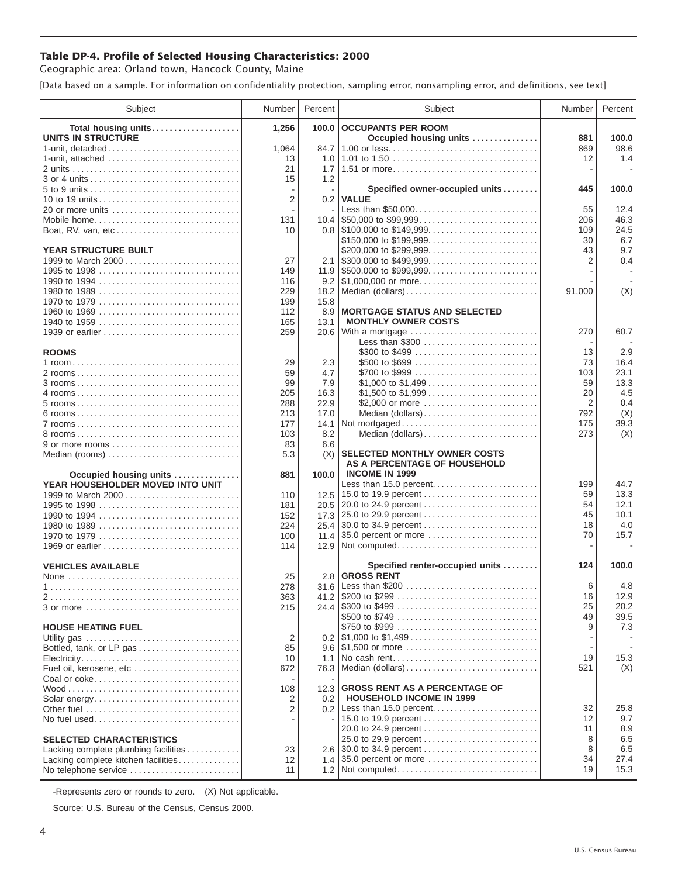## Table DP-4. Profile of Selected Housing Characteristics: 2000

Geographic area: Orland town, Hancock County, Maine

[Data based on a sample. For information on confidentiality protection, sampling error, nonsampling error, and definitions, see text]

| Subject | Number | Percent | Subject | Number | Percent |
|---|---|---|---|---|---|
| **Total housing units** | **1,256** | **100.0** | **OCCUPANTS PER ROOM** | | |
| **UNITS IN STRUCTURE** | | | **Occupied housing units** | **881** | **100.0** |
| 1-unit, detached | 1,064 | 84.7 | 1.00 or less | 869 | 98.6 |
| 1-unit, attached | 13 | 1.0 | 1.01 to 1.50 | 12 | 1.4 |
| 2 units | 21 | 1.7 | 1.51 or more | - | - |
| 3 or 4 units | 15 | 1.2 | | | |
| 5 to 9 units | - | - | **Specified owner-occupied units** | **445** | **100.0** |
| 10 to 19 units | 2 | 0.2 | **VALUE** | | |
| 20 or more units | - | - | Less than $50,000 | 55 | 12.4 |
| Mobile home | 131 | 10.4 | $50,000 to $99,999 | 206 | 46.3 |
| Boat, RV, van, etc | 10 | 0.8 | $100,000 to $149,999 | 109 | 24.5 |
| | | | $150,000 to $199,999 | 30 | 6.7 |
| **YEAR STRUCTURE BUILT** | | | $200,000 to $299,999 | 43 | 9.7 |
| 1999 to March 2000 | 27 | 2.1 | $300,000 to $499,999 | 2 | 0.4 |
| 1995 to 1998 | 149 | 11.9 | $500,000 to $999,999 | - | - |
| 1990 to 1994 | 116 | 9.2 | $1,000,000 or more | - | - |
| 1980 to 1989 | 229 | 18.2 | Median (dollars) | 91,000 | (X) |
| 1970 to 1979 | 199 | 15.8 | | | |
| 1960 to 1969 | 112 | 8.9 | **MORTGAGE STATUS AND SELECTED** | | |
| 1940 to 1959 | 165 | 13.1 | **MONTHLY OWNER COSTS** | | |
| 1939 or earlier | 259 | 20.6 | With a mortgage | 270 | 60.7 |
| | | | Less than $300 | - | - |
| **ROOMS** | | | $300 to $499 | 13 | 2.9 |
| 1 room | 29 | 2.3 | $500 to $699 | 73 | 16.4 |
| 2 rooms | 59 | 4.7 | $700 to $999 | 103 | 23.1 |
| 3 rooms | 99 | 7.9 | $1,000 to $1,499 | 59 | 13.3 |
| 4 rooms | 205 | 16.3 | $1,500 to $1,999 | 20 | 4.5 |
| 5 rooms | 288 | 22.9 | $2,000 or more | 2 | 0.4 |
| 6 rooms | 213 | 17.0 | Median (dollars) | 792 | (X) |
| 7 rooms | 177 | 14.1 | Not mortgaged | 175 | 39.3 |
| 8 rooms | 103 | 8.2 | Median (dollars) | 273 | (X) |
| 9 or more rooms | 83 | 6.6 | | | |
| Median (rooms) | 5.3 | (X) | **SELECTED MONTHLY OWNER COSTS AS A PERCENTAGE OF HOUSEHOLD** | | |
| **Occupied housing units** | **881** | **100.0** | **INCOME IN 1999** | | |
| **YEAR HOUSEHOLDER MOVED INTO UNIT** | | | Less than 15.0 percent | 199 | 44.7 |
| 1999 to March 2000 | 110 | 12.5 | 15.0 to 19.9 percent | 59 | 13.3 |
| 1995 to 1998 | 181 | 20.5 | 20.0 to 24.9 percent | 54 | 12.1 |
| 1990 to 1994 | 152 | 17.3 | 25.0 to 29.9 percent | 45 | 10.1 |
| 1980 to 1989 | 224 | 25.4 | 30.0 to 34.9 percent | 18 | 4.0 |
| 1970 to 1979 | 100 | 11.4 | 35.0 percent or more | 70 | 15.7 |
| 1969 or earlier | 114 | 12.9 | Not computed | - | - |
| | | | | | |
| **VEHICLES AVAILABLE** | | | **Specified renter-occupied units** | **124** | **100.0** |
| None | 25 | 2.8 | **GROSS RENT** | | |
| 1 | 278 | 31.6 | Less than $200 | 6 | 4.8 |
| 2 | 363 | 41.2 | $200 to $299 | 16 | 12.9 |
| 3 or more | 215 | 24.4 | $300 to $499 | 25 | 20.2 |
| | | | $500 to $749 | 49 | 39.5 |
| **HOUSE HEATING FUEL** | | | $750 to $999 | 9 | 7.3 |
| Utility gas | 2 | 0.2 | $1,000 to $1,499 | - | - |
| Bottled, tank, or LP gas | 85 | 9.6 | $1,500 or more | - | - |
| Electricity | 10 | 1.1 | No cash rent | 19 | 15.3 |
| Fuel oil, kerosene, etc | 672 | 76.3 | Median (dollars) | 521 | (X) |
| Coal or coke | - | - | | | |
| Wood | 108 | 12.3 | **GROSS RENT AS A PERCENTAGE OF** | | |
| Solar energy | 2 | 0.2 | **HOUSEHOLD INCOME IN 1999** | | |
| Other fuel | 2 | 0.2 | Less than 15.0 percent | 32 | 25.8 |
| No fuel used | - | - | 15.0 to 19.9 percent | 12 | 9.7 |
| | | | 20.0 to 24.9 percent | 11 | 8.9 |
| **SELECTED CHARACTERISTICS** | | | 25.0 to 29.9 percent | 8 | 6.5 |
| Lacking complete plumbing facilities | 23 | 2.6 | 30.0 to 34.9 percent | 8 | 6.5 |
| Lacking complete kitchen facilities | 12 | 1.4 | 35.0 percent or more | 34 | 27.4 |
| No telephone service | 11 | 1.2 | Not computed | 19 | 15.3 |

-Represents zero or rounds to zero. (X) Not applicable.

Source: U.S. Bureau of the Census, Census 2000.